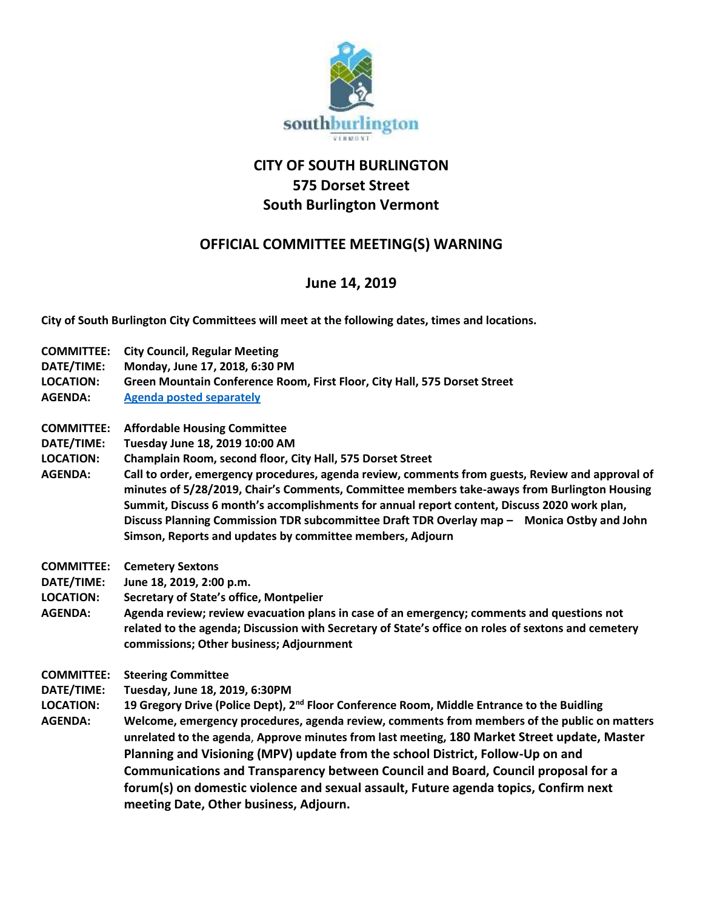southburlington
VERMONT

# CITY OF SOUTH BURLINGTON
## 575 Dorset Street
## South Burlington Vermont

## OFFICIAL COMMITTEE MEETING(S) WARNING

### June 14, 2019

**City of South Burlington City Committees will meet at the following dates, times and locations.**

**COMMITTEE:** **City Council, Regular Meeting**
**DATE/TIME:** **Monday, June 17, 2018, 6:30 PM**
**LOCATION:** **Green Mountain Conference Room, First Floor, City Hall, 575 Dorset Street**
**AGENDA:** **Agenda posted separately**

**COMMITTEE:** **Affordable Housing Committee**
**DATE/TIME:** **Tuesday June 18, 2019 10:00 AM**
**LOCATION:** **Champlain Room, second floor, City Hall, 575 Dorset Street**
**AGENDA:** **Call to order, emergency procedures, agenda review, comments from guests, Review and approval of minutes of 5/28/2019, Chair's Comments, Committee members take-aways from Burlington Housing Summit, Discuss 6 month's accomplishments for annual report content, Discuss 2020 work plan, Discuss Planning Commission TDR subcommittee Draft TDR Overlay map – Monica Ostby and John Simson, Reports and updates by committee members, Adjourn**

**COMMITTEE:** **Cemetery Sextons**
**DATE/TIME:** **June 18, 2019, 2:00 p.m.**
**LOCATION:** **Secretary of State's office, Montpelier**
**AGENDA:** **Agenda review; review evacuation plans in case of an emergency; comments and questions not related to the agenda; Discussion with Secretary of State's office on roles of sextons and cemetery commissions; Other business; Adjournment**

**COMMITTEE:** **Steering Committee**
**DATE/TIME:** **Tuesday, June 18, 2019, 6:30PM**
**LOCATION:** **19 Gregory Drive (Police Dept), 2nd Floor Conference Room, Middle Entrance to the Buidling**
**AGENDA:** **Welcome, emergency procedures, agenda review, comments from members of the public on matters unrelated to the agenda, Approve minutes from last meeting, 180 Market Street update, Master Planning and Visioning (MPV) update from the school District, Follow-Up on and Communications and Transparency between Council and Board, Council proposal for a forum(s) on domestic violence and sexual assault, Future agenda topics, Confirm next meeting Date, Other business, Adjourn.**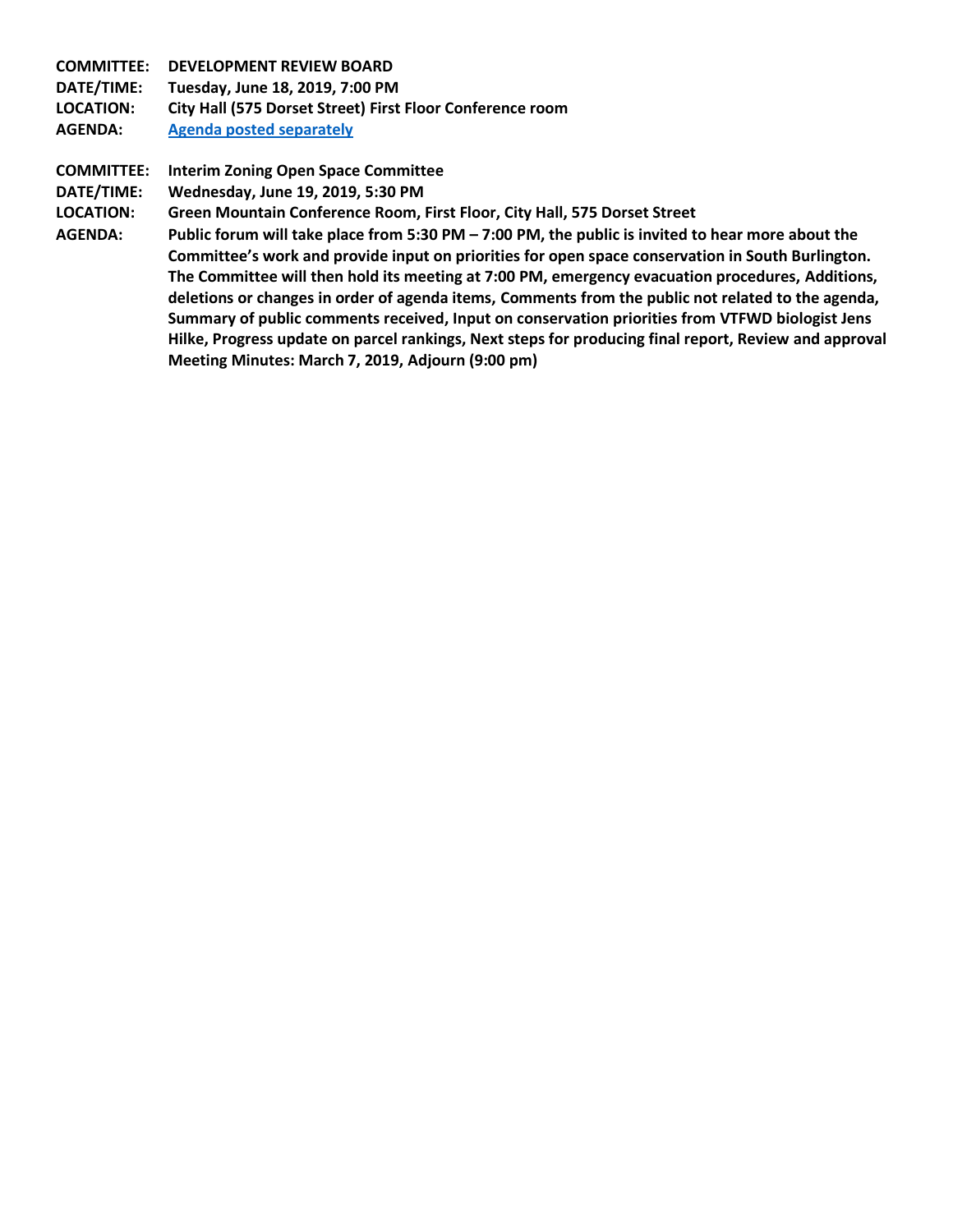**COMMITTEE:** **DEVELOPMENT REVIEW BOARD**
**DATE/TIME:** **Tuesday, June 18, 2019, 7:00 PM**
**LOCATION:** **City Hall (575 Dorset Street) First Floor Conference room**
**AGENDA:** **Agenda posted separately**

**COMMITTEE:** **Interim Zoning Open Space Committee**
**DATE/TIME:** **Wednesday, June 19, 2019, 5:30 PM**
**LOCATION:** **Green Mountain Conference Room, First Floor, City Hall, 575 Dorset Street**
**AGENDA:** **Public forum will take place from 5:30 PM – 7:00 PM, the public is invited to hear more about the Committee's work and provide input on priorities for open space conservation in South Burlington. The Committee will then hold its meeting at 7:00 PM, emergency evacuation procedures, Additions, deletions or changes in order of agenda items, Comments from the public not related to the agenda, Summary of public comments received, Input on conservation priorities from VTFWD biologist Jens Hilke, Progress update on parcel rankings, Next steps for producing final report, Review and approval Meeting Minutes: March 7, 2019, Adjourn (9:00 pm)**